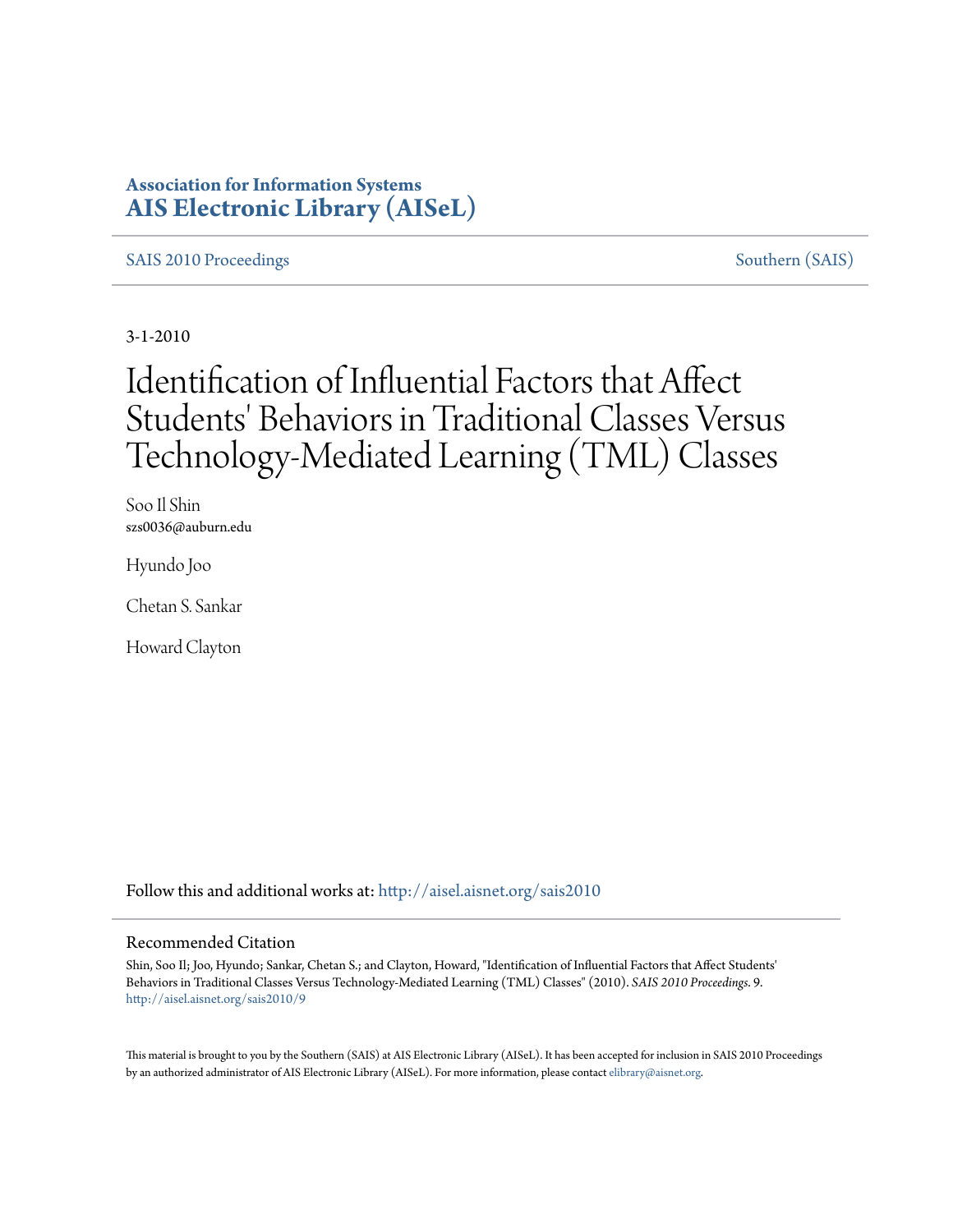**Association for Information Systems**
**AIS Electronic Library (AISeL)**

SAIS 2010 Proceedings | Southern (SAIS)

3-1-2010

# Identification of Influential Factors that Affect Students' Behaviors in Traditional Classes Versus Technology-Mediated Learning (TML) Classes

Soo Il Shin
szs0036@auburn.edu

Hyundo Joo

Chetan S. Sankar

Howard Clayton

Follow this and additional works at: http://aisel.aisnet.org/sais2010

## Recommended Citation

Shin, Soo Il; Joo, Hyundo; Sankar, Chetan S.; and Clayton, Howard, "Identification of Influential Factors that Affect Students' Behaviors in Traditional Classes Versus Technology-Mediated Learning (TML) Classes" (2010). *SAIS 2010 Proceedings*. 9.
http://aisel.aisnet.org/sais2010/9

This material is brought to you by the Southern (SAIS) at AIS Electronic Library (AISeL). It has been accepted for inclusion in SAIS 2010 Proceedings by an authorized administrator of AIS Electronic Library (AISeL). For more information, please contact elibrary@aisnet.org.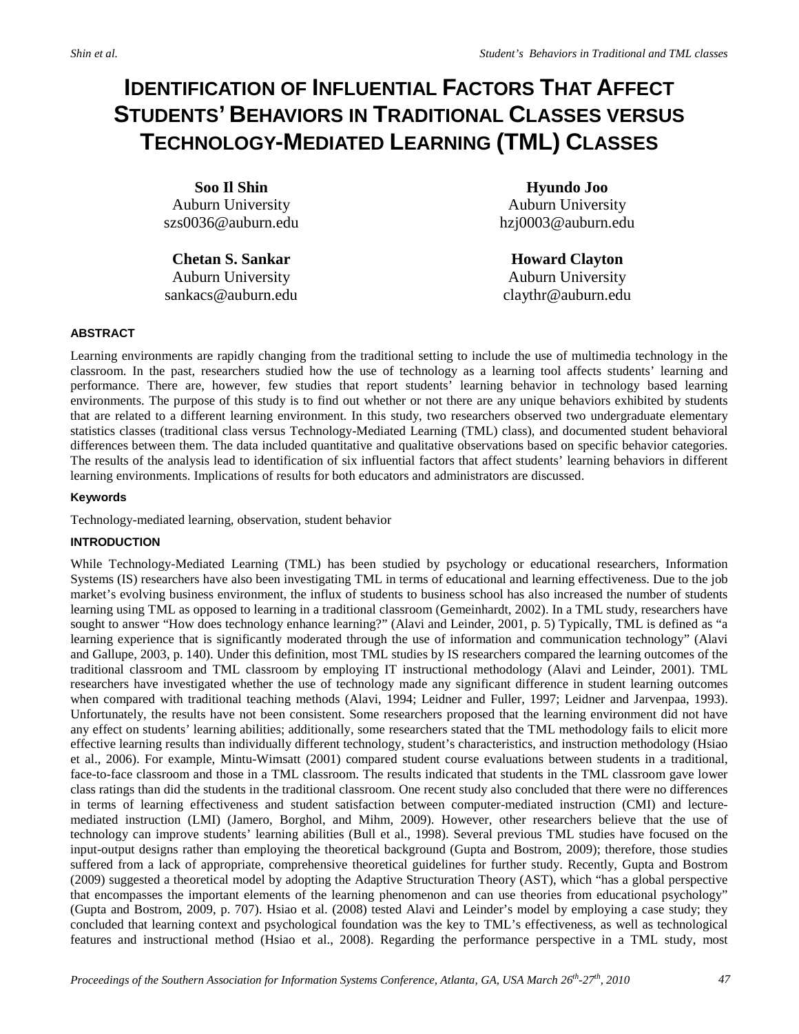# IDENTIFICATION OF INFLUENTIAL FACTORS THAT AFFECT STUDENTS' BEHAVIORS IN TRADITIONAL CLASSES VERSUS TECHNOLOGY-MEDIATED LEARNING (TML) CLASSES

**Soo Il Shin**
Auburn University
szs0036@auburn.edu

**Hyundo Joo**
Auburn University
hzj0003@auburn.edu

**Chetan S. Sankar**
Auburn University
sankacs@auburn.edu

**Howard Clayton**
Auburn University
claythr@auburn.edu

## ABSTRACT

Learning environments are rapidly changing from the traditional setting to include the use of multimedia technology in the classroom. In the past, researchers studied how the use of technology as a learning tool affects students' learning and performance. There are, however, few studies that report students' learning behavior in technology based learning environments. The purpose of this study is to find out whether or not there are any unique behaviors exhibited by students that are related to a different learning environment. In this study, two researchers observed two undergraduate elementary statistics classes (traditional class versus Technology-Mediated Learning (TML) class), and documented student behavioral differences between them. The data included quantitative and qualitative observations based on specific behavior categories. The results of the analysis lead to identification of six influential factors that affect students' learning behaviors in different learning environments. Implications of results for both educators and administrators are discussed.

### Keywords

Technology-mediated learning, observation, student behavior

## INTRODUCTION

While Technology-Mediated Learning (TML) has been studied by psychology or educational researchers, Information Systems (IS) researchers have also been investigating TML in terms of educational and learning effectiveness. Due to the job market's evolving business environment, the influx of students to business school has also increased the number of students learning using TML as opposed to learning in a traditional classroom (Gemeinhardt, 2002). In a TML study, researchers have sought to answer "How does technology enhance learning?" (Alavi and Leinder, 2001, p. 5) Typically, TML is defined as "a learning experience that is significantly moderated through the use of information and communication technology" (Alavi and Gallupe, 2003, p. 140). Under this definition, most TML studies by IS researchers compared the learning outcomes of the traditional classroom and TML classroom by employing IT instructional methodology (Alavi and Leinder, 2001). TML researchers have investigated whether the use of technology made any significant difference in student learning outcomes when compared with traditional teaching methods (Alavi, 1994; Leidner and Fuller, 1997; Leidner and Jarvenpaa, 1993). Unfortunately, the results have not been consistent. Some researchers proposed that the learning environment did not have any effect on students' learning abilities; additionally, some researchers stated that the TML methodology fails to elicit more effective learning results than individually different technology, student's characteristics, and instruction methodology (Hsiao et al., 2006). For example, Mintu-Wimsatt (2001) compared student course evaluations between students in a traditional, face-to-face classroom and those in a TML classroom. The results indicated that students in the TML classroom gave lower class ratings than did the students in the traditional classroom. One recent study also concluded that there were no differences in terms of learning effectiveness and student satisfaction between computer-mediated instruction (CMI) and lecture-mediated instruction (LMI) (Jamero, Borghol, and Mihm, 2009). However, other researchers believe that the use of technology can improve students' learning abilities (Bull et al., 1998). Several previous TML studies have focused on the input-output designs rather than employing the theoretical background (Gupta and Bostrom, 2009); therefore, those studies suffered from a lack of appropriate, comprehensive theoretical guidelines for further study. Recently, Gupta and Bostrom (2009) suggested a theoretical model by adopting the Adaptive Structuration Theory (AST), which "has a global perspective that encompasses the important elements of the learning phenomenon and can use theories from educational psychology" (Gupta and Bostrom, 2009, p. 707). Hsiao et al. (2008) tested Alavi and Leinder's model by employing a case study; they concluded that learning context and psychological foundation was the key to TML's effectiveness, as well as technological features and instructional method (Hsiao et al., 2008). Regarding the performance perspective in a TML study, most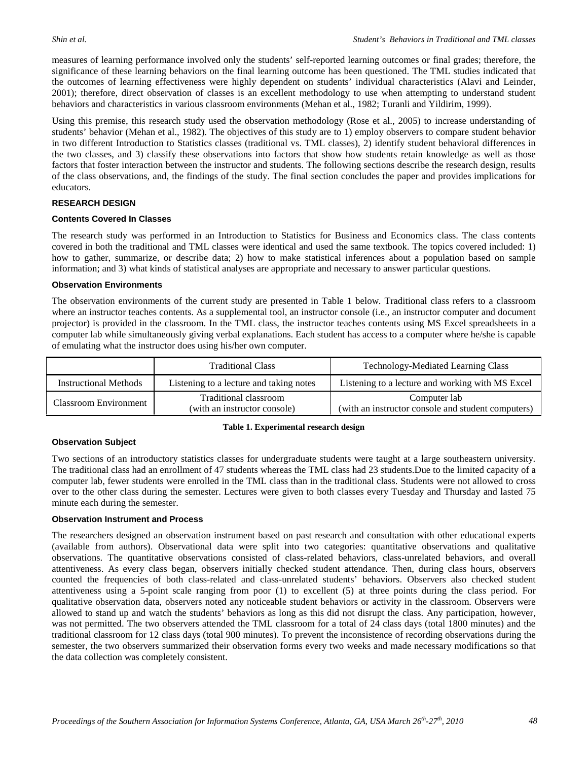measures of learning performance involved only the students' self-reported learning outcomes or final grades; therefore, the significance of these learning behaviors on the final learning outcome has been questioned. The TML studies indicated that the outcomes of learning effectiveness were highly dependent on students' individual characteristics (Alavi and Leinder, 2001); therefore, direct observation of classes is an excellent methodology to use when attempting to understand student behaviors and characteristics in various classroom environments (Mehan et al., 1982; Turanli and Yildirim, 1999).

Using this premise, this research study used the observation methodology (Rose et al., 2005) to increase understanding of students' behavior (Mehan et al., 1982). The objectives of this study are to 1) employ observers to compare student behavior in two different Introduction to Statistics classes (traditional vs. TML classes), 2) identify student behavioral differences in the two classes, and 3) classify these observations into factors that show how students retain knowledge as well as those factors that foster interaction between the instructor and students. The following sections describe the research design, results of the class observations, and, the findings of the study. The final section concludes the paper and provides implications for educators.

## RESEARCH DESIGN

### Contents Covered In Classes

The research study was performed in an Introduction to Statistics for Business and Economics class. The class contents covered in both the traditional and TML classes were identical and used the same textbook. The topics covered included: 1) how to gather, summarize, or describe data; 2) how to make statistical inferences about a population based on sample information; and 3) what kinds of statistical analyses are appropriate and necessary to answer particular questions.

### Observation Environments

The observation environments of the current study are presented in Table 1 below. Traditional class refers to a classroom where an instructor teaches contents. As a supplemental tool, an instructor console (i.e., an instructor computer and document projector) is provided in the classroom. In the TML class, the instructor teaches contents using MS Excel spreadsheets in a computer lab while simultaneously giving verbal explanations. Each student has access to a computer where he/she is capable of emulating what the instructor does using his/her own computer.

| | Traditional Class | Technology-Mediated Learning Class |
|---|---|---|
| Instructional Methods | Listening to a lecture and taking notes | Listening to a lecture and working with MS Excel |
| Classroom Environment | Traditional classroom (with an instructor console) | Computer lab (with an instructor console and student computers) |

**Table 1. Experimental research design**

### Observation Subject

Two sections of an introductory statistics classes for undergraduate students were taught at a large southeastern university. The traditional class had an enrollment of 47 students whereas the TML class had 23 students.Due to the limited capacity of a computer lab, fewer students were enrolled in the TML class than in the traditional class. Students were not allowed to cross over to the other class during the semester. Lectures were given to both classes every Tuesday and Thursday and lasted 75 minute each during the semester.

### Observation Instrument and Process

The researchers designed an observation instrument based on past research and consultation with other educational experts (available from authors). Observational data were split into two categories: quantitative observations and qualitative observations. The quantitative observations consisted of class-related behaviors, class-unrelated behaviors, and overall attentiveness. As every class began, observers initially checked student attendance. Then, during class hours, observers counted the frequencies of both class-related and class-unrelated students' behaviors. Observers also checked student attentiveness using a 5-point scale ranging from poor (1) to excellent (5) at three points during the class period. For qualitative observation data, observers noted any noticeable student behaviors or activity in the classroom. Observers were allowed to stand up and watch the students' behaviors as long as this did not disrupt the class. Any participation, however, was not permitted. The two observers attended the TML classroom for a total of 24 class days (total 1800 minutes) and the traditional classroom for 12 class days (total 900 minutes). To prevent the inconsistence of recording observations during the semester, the two observers summarized their observation forms every two weeks and made necessary modifications so that the data collection was completely consistent.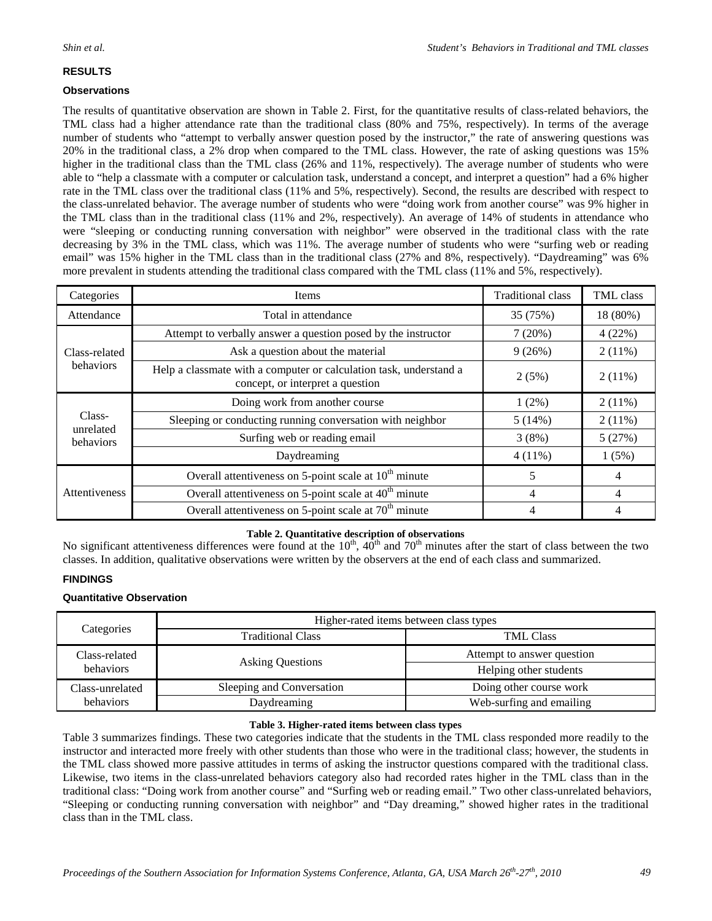## RESULTS

### Observations

The results of quantitative observation are shown in Table 2. First, for the quantitative results of class-related behaviors, the TML class had a higher attendance rate than the traditional class (80% and 75%, respectively). In terms of the average number of students who "attempt to verbally answer question posed by the instructor," the rate of answering questions was 20% in the traditional class, a 2% drop when compared to the TML class. However, the rate of asking questions was 15% higher in the traditional class than the TML class (26% and 11%, respectively). The average number of students who were able to "help a classmate with a computer or calculation task, understand a concept, and interpret a question" had a 6% higher rate in the TML class over the traditional class (11% and 5%, respectively). Second, the results are described with respect to the class-unrelated behavior. The average number of students who were "doing work from another course" was 9% higher in the TML class than in the traditional class (11% and 2%, respectively). An average of 14% of students in attendance who were "sleeping or conducting running conversation with neighbor" were observed in the traditional class with the rate decreasing by 3% in the TML class, which was 11%. The average number of students who were "surfing web or reading email" was 15% higher in the TML class than in the traditional class (27% and 8%, respectively). "Daydreaming" was 6% more prevalent in students attending the traditional class compared with the TML class (11% and 5%, respectively).

| Categories | Items | Traditional class | TML class |
|---|---|---|---|
| Attendance | Total in attendance | 35 (75%) | 18 (80%) |
| Class-related behaviors | Attempt to verbally answer a question posed by the instructor | 7 (20%) | 4 (22%) |
| | Ask a question about the material | 9 (26%) | 2 (11%) |
| | Help a classmate with a computer or calculation task, understand a concept, or interpret a question | 2 (5%) | 2 (11%) |
| Class-unrelated behaviors | Doing work from another course | 1 (2%) | 2 (11%) |
| | Sleeping or conducting running conversation with neighbor | 5 (14%) | 2 (11%) |
| | Surfing web or reading email | 3 (8%) | 5 (27%) |
| | Daydreaming | 4 (11%) | 1 (5%) |
| Attentiveness | Overall attentiveness on 5-point scale at 10th minute | 5 | 4 |
| | Overall attentiveness on 5-point scale at 40th minute | 4 | 4 |
| | Overall attentiveness on 5-point scale at 70th minute | 4 | 4 |

**Table 2. Quantitative description of observations**

No significant attentiveness differences were found at the 10th, 40th and 70th minutes after the start of class between the two classes. In addition, qualitative observations were written by the observers at the end of each class and summarized.

## FINDINGS

### Quantitative Observation

| Categories | Higher-rated items between class types | |
|---|---|---|
| | Traditional Class | TML Class |
| Class-related behaviors | Asking Questions | Attempt to answer question |
| | | Helping other students |
| Class-unrelated behaviors | Sleeping and Conversation | Doing other course work |
| | Daydreaming | Web-surfing and emailing |

**Table 3. Higher-rated items between class types**

Table 3 summarizes findings. These two categories indicate that the students in the TML class responded more readily to the instructor and interacted more freely with other students than those who were in the traditional class; however, the students in the TML class showed more passive attitudes in terms of asking the instructor questions compared with the traditional class. Likewise, two items in the class-unrelated behaviors category also had recorded rates higher in the TML class than in the traditional class: "Doing work from another course" and "Surfing web or reading email." Two other class-unrelated behaviors, "Sleeping or conducting running conversation with neighbor" and "Day dreaming," showed higher rates in the traditional class than in the TML class.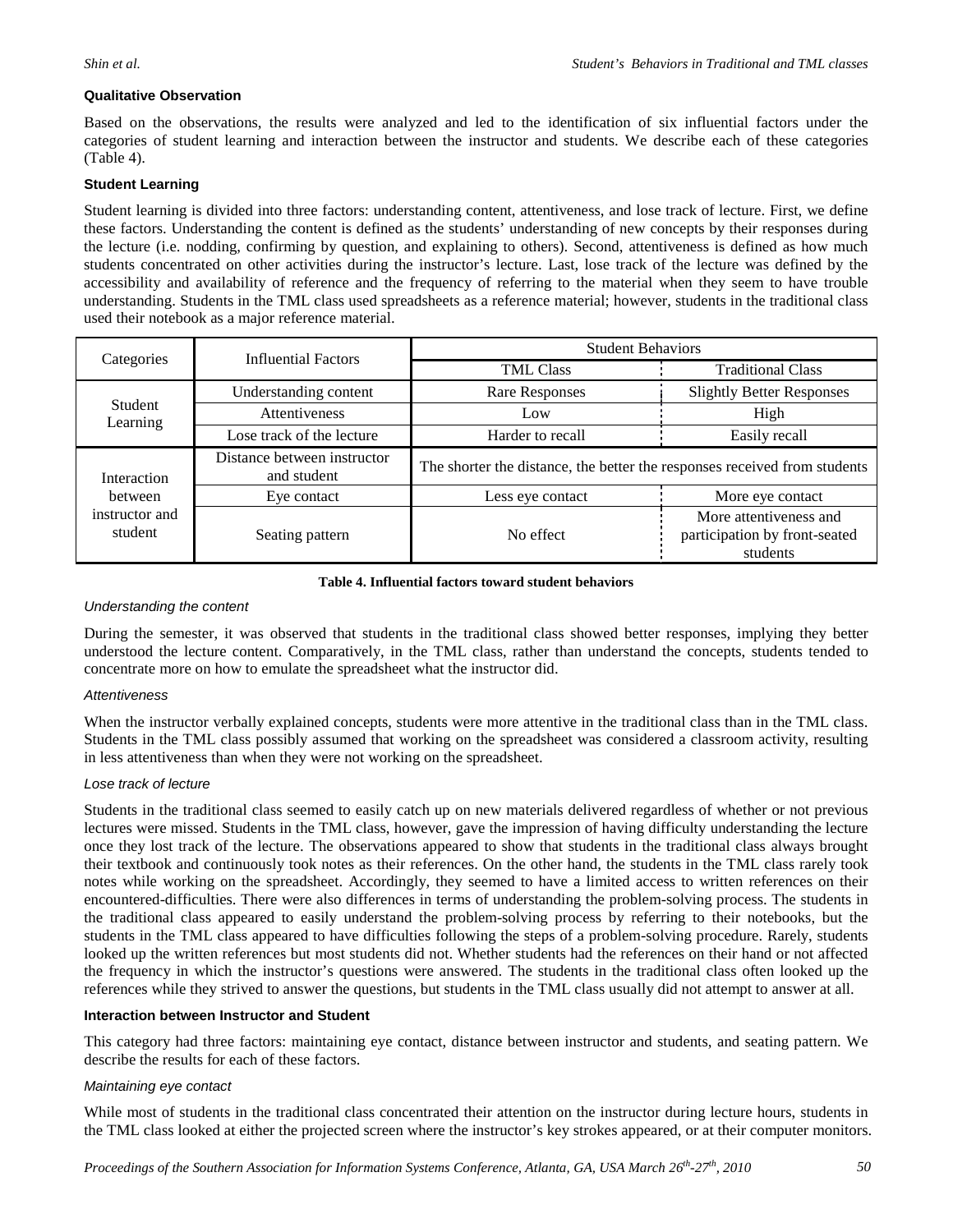### Qualitative Observation

Based on the observations, the results were analyzed and led to the identification of six influential factors under the categories of student learning and interaction between the instructor and students. We describe each of these categories (Table 4).

### Student Learning

Student learning is divided into three factors: understanding content, attentiveness, and lose track of lecture. First, we define these factors. Understanding the content is defined as the students' understanding of new concepts by their responses during the lecture (i.e. nodding, confirming by question, and explaining to others). Second, attentiveness is defined as how much students concentrated on other activities during the instructor's lecture. Last, lose track of the lecture was defined by the accessibility and availability of reference and the frequency of referring to the material when they seem to have trouble understanding. Students in the TML class used spreadsheets as a reference material; however, students in the traditional class used their notebook as a major reference material.

| Categories | Influential Factors | Student Behaviors | |
|---|---|---|---|
| | | TML Class | Traditional Class |
| Student Learning | Understanding content | Rare Responses | Slightly Better Responses |
| | Attentiveness | Low | High |
| | Lose track of the lecture | Harder to recall | Easily recall |
| Interaction between instructor and student | Distance between instructor and student | The shorter the distance, the better the responses received from students | |
| | Eye contact | Less eye contact | More eye contact |
| | Seating pattern | No effect | More attentiveness and participation by front-seated students |

**Table 4. Influential factors toward student behaviors**

*Understanding the content*

During the semester, it was observed that students in the traditional class showed better responses, implying they better understood the lecture content. Comparatively, in the TML class, rather than understand the concepts, students tended to concentrate more on how to emulate the spreadsheet what the instructor did.

*Attentiveness*

When the instructor verbally explained concepts, students were more attentive in the traditional class than in the TML class. Students in the TML class possibly assumed that working on the spreadsheet was considered a classroom activity, resulting in less attentiveness than when they were not working on the spreadsheet.

*Lose track of lecture*

Students in the traditional class seemed to easily catch up on new materials delivered regardless of whether or not previous lectures were missed. Students in the TML class, however, gave the impression of having difficulty understanding the lecture once they lost track of the lecture. The observations appeared to show that students in the traditional class always brought their textbook and continuously took notes as their references. On the other hand, the students in the TML class rarely took notes while working on the spreadsheet. Accordingly, they seemed to have a limited access to written references on their encountered-difficulties. There were also differences in terms of understanding the problem-solving process. The students in the traditional class appeared to easily understand the problem-solving process by referring to their notebooks, but the students in the TML class appeared to have difficulties following the steps of a problem-solving procedure. Rarely, students looked up the written references but most students did not. Whether students had the references on their hand or not affected the frequency in which the instructor's questions were answered. The students in the traditional class often looked up the references while they strived to answer the questions, but students in the TML class usually did not attempt to answer at all.

### Interaction between Instructor and Student

This category had three factors: maintaining eye contact, distance between instructor and students, and seating pattern. We describe the results for each of these factors.

*Maintaining eye contact*

While most of students in the traditional class concentrated their attention on the instructor during lecture hours, students in the TML class looked at either the projected screen where the instructor's key strokes appeared, or at their computer monitors.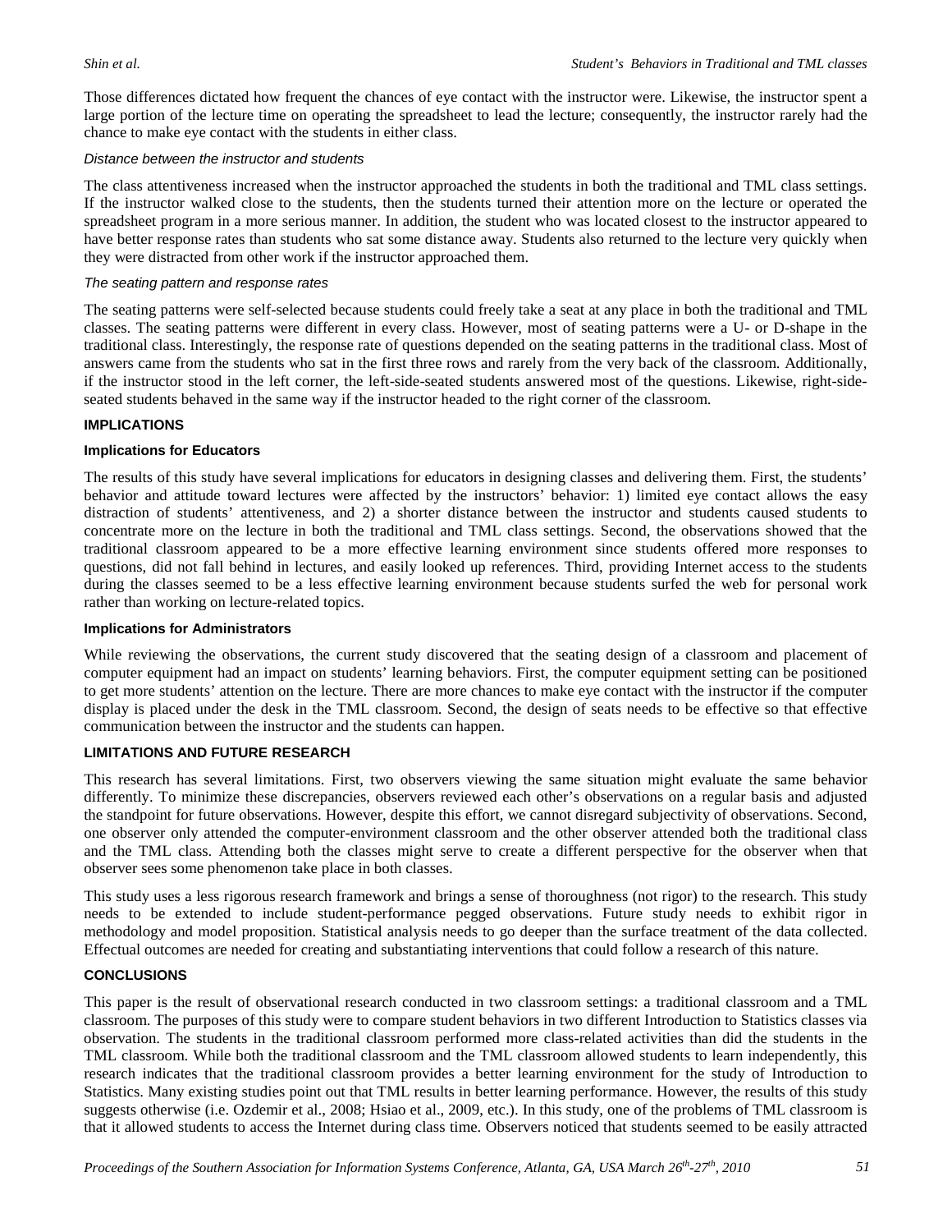Those differences dictated how frequent the chances of eye contact with the instructor were. Likewise, the instructor spent a large portion of the lecture time on operating the spreadsheet to lead the lecture; consequently, the instructor rarely had the chance to make eye contact with the students in either class.

*Distance between the instructor and students*

The class attentiveness increased when the instructor approached the students in both the traditional and TML class settings. If the instructor walked close to the students, then the students turned their attention more on the lecture or operated the spreadsheet program in a more serious manner. In addition, the student who was located closest to the instructor appeared to have better response rates than students who sat some distance away. Students also returned to the lecture very quickly when they were distracted from other work if the instructor approached them.

*The seating pattern and response rates*

The seating patterns were self-selected because students could freely take a seat at any place in both the traditional and TML classes. The seating patterns were different in every class. However, most of seating patterns were a U- or D-shape in the traditional class. Interestingly, the response rate of questions depended on the seating patterns in the traditional class. Most of answers came from the students who sat in the first three rows and rarely from the very back of the classroom. Additionally, if the instructor stood in the left corner, the left-side-seated students answered most of the questions. Likewise, right-side-seated students behaved in the same way if the instructor headed to the right corner of the classroom.

## IMPLICATIONS

### Implications for Educators

The results of this study have several implications for educators in designing classes and delivering them. First, the students' behavior and attitude toward lectures were affected by the instructors' behavior: 1) limited eye contact allows the easy distraction of students' attentiveness, and 2) a shorter distance between the instructor and students caused students to concentrate more on the lecture in both the traditional and TML class settings. Second, the observations showed that the traditional classroom appeared to be a more effective learning environment since students offered more responses to questions, did not fall behind in lectures, and easily looked up references. Third, providing Internet access to the students during the classes seemed to be a less effective learning environment because students surfed the web for personal work rather than working on lecture-related topics.

### Implications for Administrators

While reviewing the observations, the current study discovered that the seating design of a classroom and placement of computer equipment had an impact on students' learning behaviors. First, the computer equipment setting can be positioned to get more students' attention on the lecture. There are more chances to make eye contact with the instructor if the computer display is placed under the desk in the TML classroom. Second, the design of seats needs to be effective so that effective communication between the instructor and the students can happen.

## LIMITATIONS AND FUTURE RESEARCH

This research has several limitations. First, two observers viewing the same situation might evaluate the same behavior differently. To minimize these discrepancies, observers reviewed each other's observations on a regular basis and adjusted the standpoint for future observations. However, despite this effort, we cannot disregard subjectivity of observations. Second, one observer only attended the computer-environment classroom and the other observer attended both the traditional class and the TML class. Attending both the classes might serve to create a different perspective for the observer when that observer sees some phenomenon take place in both classes.

This study uses a less rigorous research framework and brings a sense of thoroughness (not rigor) to the research. This study needs to be extended to include student-performance pegged observations. Future study needs to exhibit rigor in methodology and model proposition. Statistical analysis needs to go deeper than the surface treatment of the data collected. Effectual outcomes are needed for creating and substantiating interventions that could follow a research of this nature.

## CONCLUSIONS

This paper is the result of observational research conducted in two classroom settings: a traditional classroom and a TML classroom. The purposes of this study were to compare student behaviors in two different Introduction to Statistics classes via observation. The students in the traditional classroom performed more class-related activities than did the students in the TML classroom. While both the traditional classroom and the TML classroom allowed students to learn independently, this research indicates that the traditional classroom provides a better learning environment for the study of Introduction to Statistics. Many existing studies point out that TML results in better learning performance. However, the results of this study suggests otherwise (i.e. Ozdemir et al., 2008; Hsiao et al., 2009, etc.). In this study, one of the problems of TML classroom is that it allowed students to access the Internet during class time. Observers noticed that students seemed to be easily attracted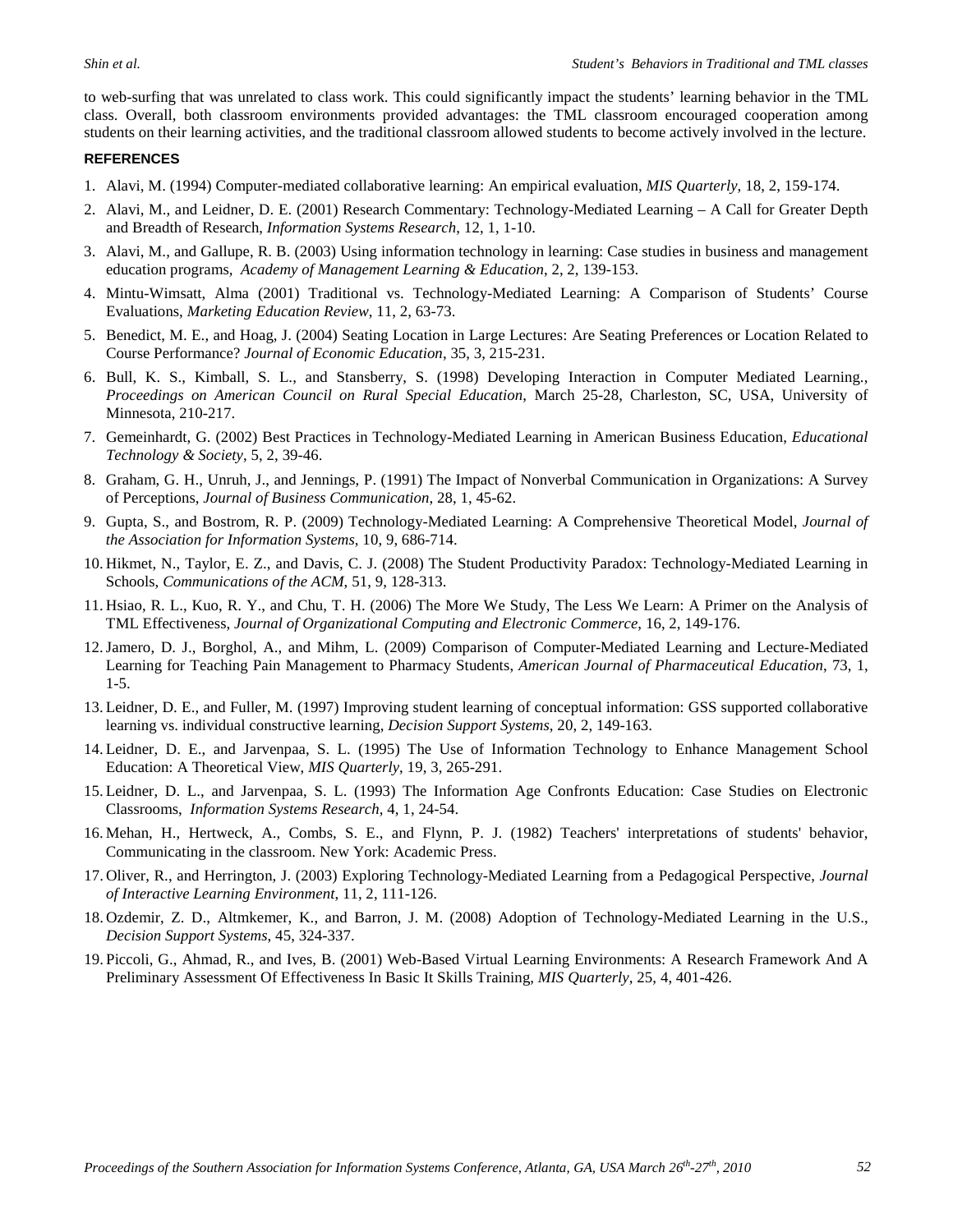to web-surfing that was unrelated to class work. This could significantly impact the students' learning behavior in the TML class. Overall, both classroom environments provided advantages: the TML classroom encouraged cooperation among students on their learning activities, and the traditional classroom allowed students to become actively involved in the lecture.

**REFERENCES**

1. Alavi, M. (1994) Computer-mediated collaborative learning: An empirical evaluation, *MIS Quarterly*, 18, 2, 159-174.
2. Alavi, M., and Leidner, D. E. (2001) Research Commentary: Technology-Mediated Learning – A Call for Greater Depth and Breadth of Research, *Information Systems Research*, 12, 1, 1-10.
3. Alavi, M., and Gallupe, R. B. (2003) Using information technology in learning: Case studies in business and management education programs, *Academy of Management Learning & Education*, 2, 2, 139-153.
4. Mintu-Wimsatt, Alma (2001) Traditional vs. Technology-Mediated Learning: A Comparison of Students' Course Evaluations, *Marketing Education Review*, 11, 2, 63-73.
5. Benedict, M. E., and Hoag, J. (2004) Seating Location in Large Lectures: Are Seating Preferences or Location Related to Course Performance? *Journal of Economic Education*, 35, 3, 215-231.
6. Bull, K. S., Kimball, S. L., and Stansberry, S. (1998) Developing Interaction in Computer Mediated Learning., *Proceedings on American Council on Rural Special Education*, March 25-28, Charleston, SC, USA, University of Minnesota, 210-217.
7. Gemeinhardt, G. (2002) Best Practices in Technology-Mediated Learning in American Business Education, *Educational Technology & Society*, 5, 2, 39-46.
8. Graham, G. H., Unruh, J., and Jennings, P. (1991) The Impact of Nonverbal Communication in Organizations: A Survey of Perceptions, *Journal of Business Communication*, 28, 1, 45-62.
9. Gupta, S., and Bostrom, R. P. (2009) Technology-Mediated Learning: A Comprehensive Theoretical Model, *Journal of the Association for Information Systems*, 10, 9, 686-714.
10. Hikmet, N., Taylor, E. Z., and Davis, C. J. (2008) The Student Productivity Paradox: Technology-Mediated Learning in Schools, *Communications of the ACM*, 51, 9, 128-313.
11. Hsiao, R. L., Kuo, R. Y., and Chu, T. H. (2006) The More We Study, The Less We Learn: A Primer on the Analysis of TML Effectiveness, *Journal of Organizational Computing and Electronic Commerce*, 16, 2, 149-176.
12. Jamero, D. J., Borghol, A., and Mihm, L. (2009) Comparison of Computer-Mediated Learning and Lecture-Mediated Learning for Teaching Pain Management to Pharmacy Students, *American Journal of Pharmaceutical Education*, 73, 1, 1-5.
13. Leidner, D. E., and Fuller, M. (1997) Improving student learning of conceptual information: GSS supported collaborative learning vs. individual constructive learning, *Decision Support Systems*, 20, 2, 149-163.
14. Leidner, D. E., and Jarvenpaa, S. L. (1995) The Use of Information Technology to Enhance Management School Education: A Theoretical View, *MIS Quarterly*, 19, 3, 265-291.
15. Leidner, D. L., and Jarvenpaa, S. L. (1993) The Information Age Confronts Education: Case Studies on Electronic Classrooms, *Information Systems Research*, 4, 1, 24-54.
16. Mehan, H., Hertweck, A., Combs, S. E., and Flynn, P. J. (1982) Teachers' interpretations of students' behavior, Communicating in the classroom. New York: Academic Press.
17. Oliver, R., and Herrington, J. (2003) Exploring Technology-Mediated Learning from a Pedagogical Perspective, *Journal of Interactive Learning Environment*, 11, 2, 111-126.
18. Ozdemir, Z. D., Altmkemer, K., and Barron, J. M. (2008) Adoption of Technology-Mediated Learning in the U.S., *Decision Support Systems*, 45, 324-337.
19. Piccoli, G., Ahmad, R., and Ives, B. (2001) Web-Based Virtual Learning Environments: A Research Framework And A Preliminary Assessment Of Effectiveness In Basic It Skills Training, *MIS Quarterly*, 25, 4, 401-426.